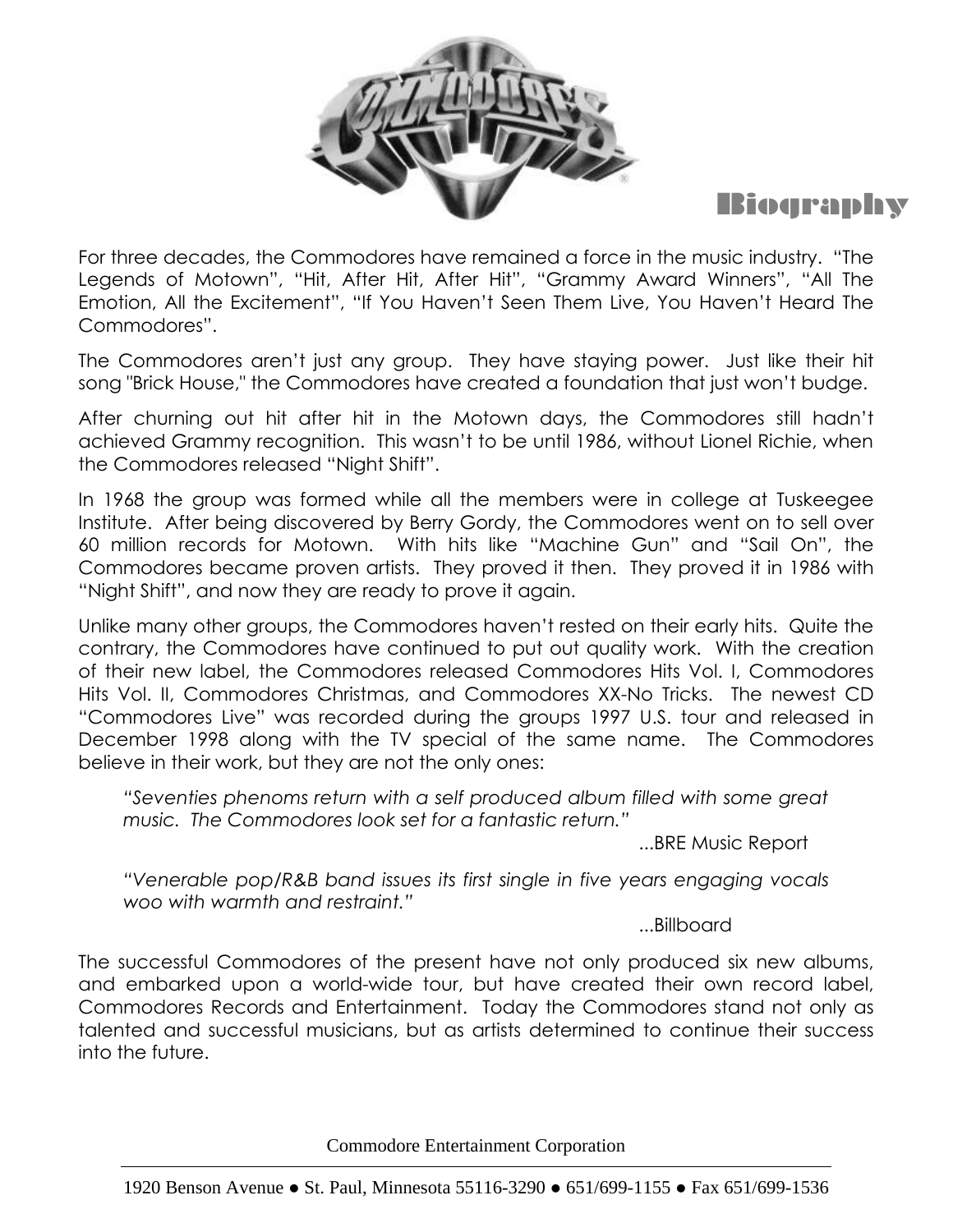# Biography

For three decades, the Commodores have remained a force in the music industry. "The Legends of Motown", "Hit, After Hit, After Hit", "Grammy Award Winners", "All The Emotion, All the Excitement", "If You Haven't Seen Them Live, You Haven't Heard The Commodores".

The Commodores aren't just any group. They have staying power. Just like their hit song "Brick House," the Commodores have created a foundation that just won't budge.

After churning out hit after hit in the Motown days, the Commodores still hadn't achieved Grammy recognition. This wasn't to be until 1986, without Lionel Richie, when the Commodores released "Night Shift".

In 1968 the group was formed while all the members were in college at Tuskeegee Institute. After being discovered by Berry Gordy, the Commodores went on to sell over 60 million records for Motown. With hits like "Machine Gun" and "Sail On", the Commodores became proven artists. They proved it then. They proved it in 1986 with "Night Shift", and now they are ready to prove it again.

Unlike many other groups, the Commodores haven't rested on their early hits. Quite the contrary, the Commodores have continued to put out quality work. With the creation of their new label, the Commodores released Commodores Hits Vol. I, Commodores Hits Vol. II, Commodores Christmas, and Commodores XX-No Tricks. The newest CD "Commodores Live" was recorded during the groups 1997 U.S. tour and released in December 1998 along with the TV special of the same name. The Commodores believe in their work, but they are not the only ones:

> *"Seventies phenoms return with a self produced album filled with some great music. The Commodores look set for a fantastic return."*
>
> ...BRE Music Report

> *"Venerable pop/R&B band issues its first single in five years engaging vocals woo with warmth and restraint."*
>
> ...Billboard

The successful Commodores of the present have not only produced six new albums, and embarked upon a world-wide tour, but have created their own record label, Commodores Records and Entertainment. Today the Commodores stand not only as talented and successful musicians, but as artists determined to continue their success into the future.

Commodore Entertainment Corporation

1920 Benson Avenue ● St. Paul, Minnesota 55116-3290 ● 651/699-1155 ● Fax 651/699-1536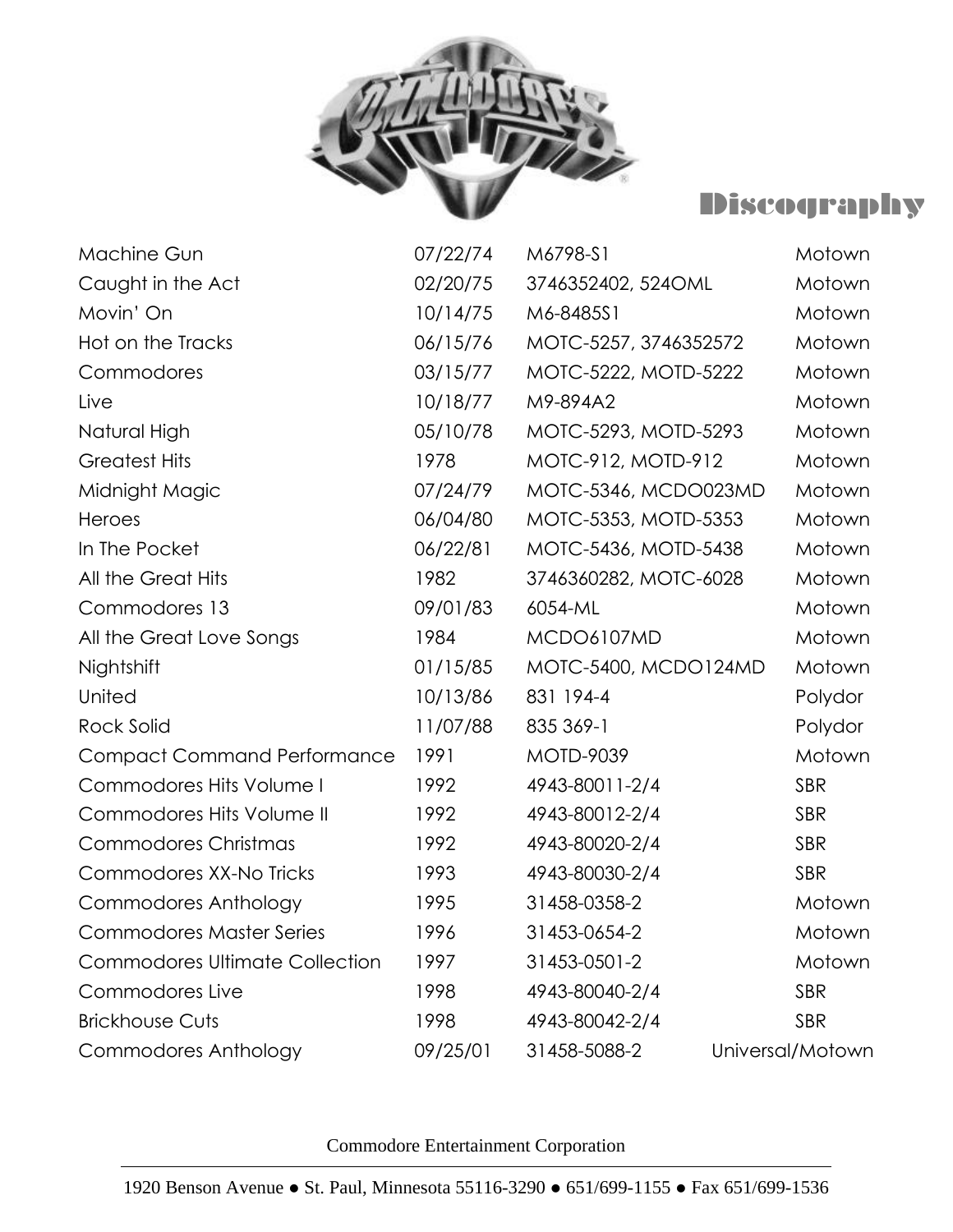# Discography

| | | | |
|---|---|---|---|
| Machine Gun | 07/22/74 | M6798-S1 | Motown |
| Caught in the Act | 02/20/75 | 3746352402, 524OML | Motown |
| Movin' On | 10/14/75 | M6-8485S1 | Motown |
| Hot on the Tracks | 06/15/76 | MOTC-5257, 3746352572 | Motown |
| Commodores | 03/15/77 | MOTC-5222, MOTD-5222 | Motown |
| Live | 10/18/77 | M9-894A2 | Motown |
| Natural High | 05/10/78 | MOTC-5293, MOTD-5293 | Motown |
| Greatest Hits | 1978 | MOTC-912, MOTD-912 | Motown |
| Midnight Magic | 07/24/79 | MOTC-5346, MCDO023MD | Motown |
| Heroes | 06/04/80 | MOTC-5353, MOTD-5353 | Motown |
| In The Pocket | 06/22/81 | MOTC-5436, MOTD-5438 | Motown |
| All the Great Hits | 1982 | 3746360282, MOTC-6028 | Motown |
| Commodores 13 | 09/01/83 | 6054-ML | Motown |
| All the Great Love Songs | 1984 | MCDO6107MD | Motown |
| Nightshift | 01/15/85 | MOTC-5400, MCDO124MD | Motown |
| United | 10/13/86 | 831 194-4 | Polydor |
| Rock Solid | 11/07/88 | 835 369-1 | Polydor |
| Compact Command Performance | 1991 | MOTD-9039 | Motown |
| Commodores Hits Volume I | 1992 | 4943-80011-2/4 | SBR |
| Commodores Hits Volume II | 1992 | 4943-80012-2/4 | SBR |
| Commodores Christmas | 1992 | 4943-80020-2/4 | SBR |
| Commodores XX-No Tricks | 1993 | 4943-80030-2/4 | SBR |
| Commodores Anthology | 1995 | 31458-0358-2 | Motown |
| Commodores Master Series | 1996 | 31453-0654-2 | Motown |
| Commodores Ultimate Collection | 1997 | 31453-0501-2 | Motown |
| Commodores Live | 1998 | 4943-80040-2/4 | SBR |
| Brickhouse Cuts | 1998 | 4943-80042-2/4 | SBR |
| Commodores Anthology | 09/25/01 | 31458-5088-2 | Universal/Motown |

Commodore Entertainment Corporation

1920 Benson Avenue ● St. Paul, Minnesota 55116-3290 ● 651/699-1155 ● Fax 651/699-1536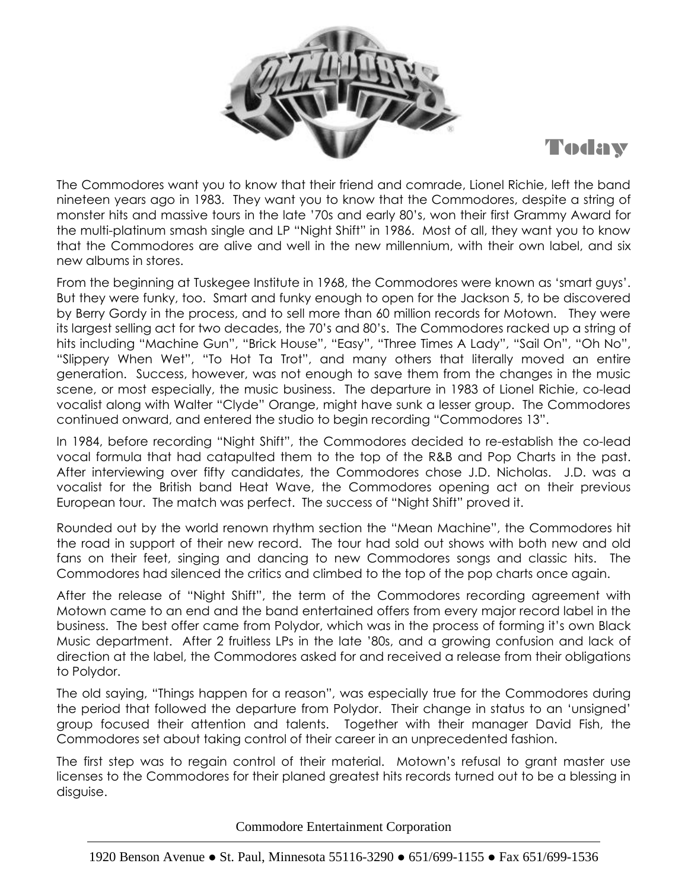# Today

The Commodores want you to know that their friend and comrade, Lionel Richie, left the band nineteen years ago in 1983. They want you to know that the Commodores, despite a string of monster hits and massive tours in the late '70s and early 80's, won their first Grammy Award for the multi-platinum smash single and LP "Night Shift" in 1986. Most of all, they want you to know that the Commodores are alive and well in the new millennium, with their own label, and six new albums in stores.

From the beginning at Tuskegee Institute in 1968, the Commodores were known as 'smart guys'. But they were funky, too. Smart and funky enough to open for the Jackson 5, to be discovered by Berry Gordy in the process, and to sell more than 60 million records for Motown. They were its largest selling act for two decades, the 70's and 80's. The Commodores racked up a string of hits including "Machine Gun", "Brick House", "Easy", "Three Times A Lady", "Sail On", "Oh No", "Slippery When Wet", "To Hot Ta Trot", and many others that literally moved an entire generation. Success, however, was not enough to save them from the changes in the music scene, or most especially, the music business. The departure in 1983 of Lionel Richie, co-lead vocalist along with Walter "Clyde" Orange, might have sunk a lesser group. The Commodores continued onward, and entered the studio to begin recording "Commodores 13".

In 1984, before recording "Night Shift", the Commodores decided to re-establish the co-lead vocal formula that had catapulted them to the top of the R&B and Pop Charts in the past. After interviewing over fifty candidates, the Commodores chose J.D. Nicholas. J.D. was a vocalist for the British band Heat Wave, the Commodores opening act on their previous European tour. The match was perfect. The success of "Night Shift" proved it.

Rounded out by the world renown rhythm section the "Mean Machine", the Commodores hit the road in support of their new record. The tour had sold out shows with both new and old fans on their feet, singing and dancing to new Commodores songs and classic hits. The Commodores had silenced the critics and climbed to the top of the pop charts once again.

After the release of "Night Shift", the term of the Commodores recording agreement with Motown came to an end and the band entertained offers from every major record label in the business. The best offer came from Polydor, which was in the process of forming it's own Black Music department. After 2 fruitless LPs in the late '80s, and a growing confusion and lack of direction at the label, the Commodores asked for and received a release from their obligations to Polydor.

The old saying, "Things happen for a reason", was especially true for the Commodores during the period that followed the departure from Polydor. Their change in status to an 'unsigned' group focused their attention and talents. Together with their manager David Fish, the Commodores set about taking control of their career in an unprecedented fashion.

The first step was to regain control of their material. Motown's refusal to grant master use licenses to the Commodores for their planed greatest hits records turned out to be a blessing in disguise.

Commodore Entertainment Corporation

1920 Benson Avenue ● St. Paul, Minnesota 55116-3290 ● 651/699-1155 ● Fax 651/699-1536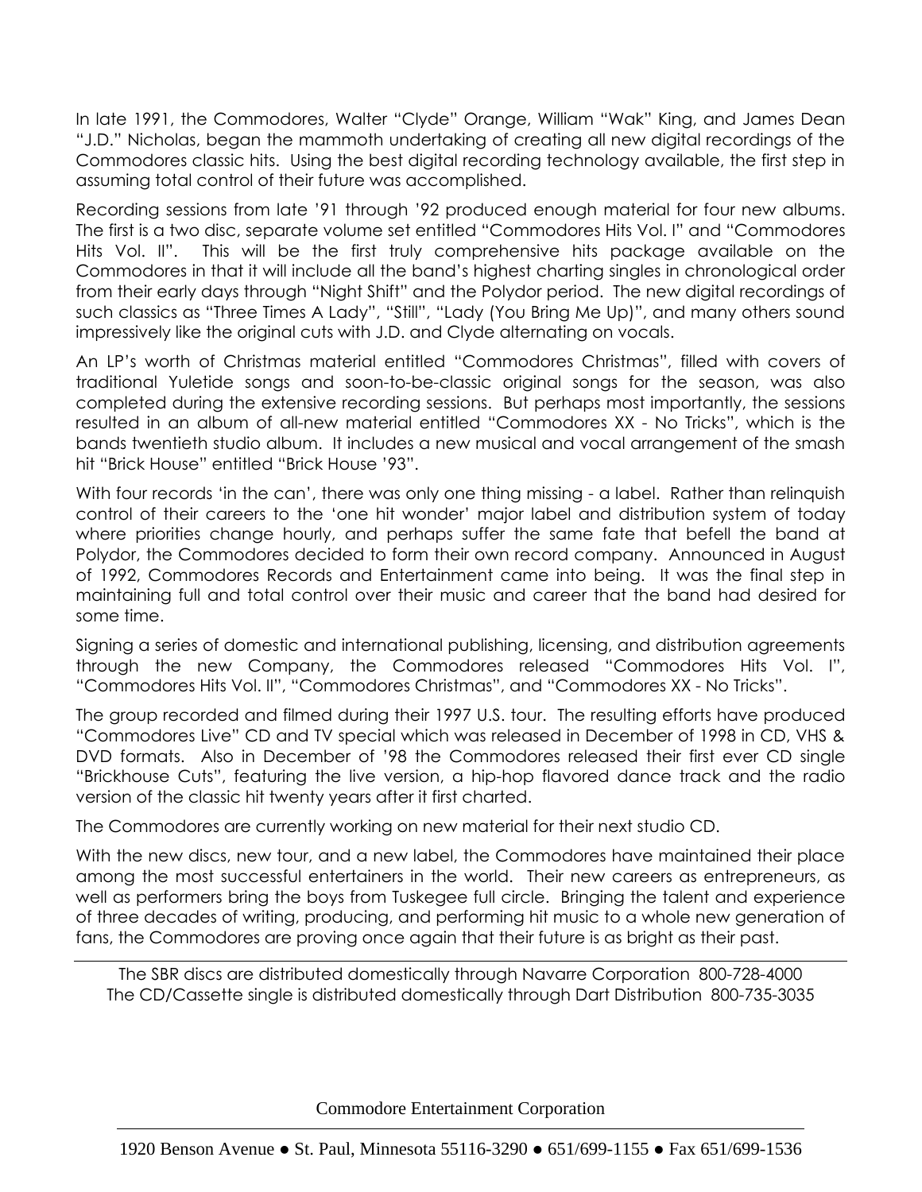In late 1991, the Commodores, Walter "Clyde" Orange, William "Wak" King, and James Dean "J.D." Nicholas, began the mammoth undertaking of creating all new digital recordings of the Commodores classic hits. Using the best digital recording technology available, the first step in assuming total control of their future was accomplished.

Recording sessions from late '91 through '92 produced enough material for four new albums. The first is a two disc, separate volume set entitled "Commodores Hits Vol. I" and "Commodores Hits Vol. II". This will be the first truly comprehensive hits package available on the Commodores in that it will include all the band's highest charting singles in chronological order from their early days through "Night Shift" and the Polydor period. The new digital recordings of such classics as "Three Times A Lady", "Still", "Lady (You Bring Me Up)", and many others sound impressively like the original cuts with J.D. and Clyde alternating on vocals.

An LP's worth of Christmas material entitled "Commodores Christmas", filled with covers of traditional Yuletide songs and soon-to-be-classic original songs for the season, was also completed during the extensive recording sessions. But perhaps most importantly, the sessions resulted in an album of all-new material entitled "Commodores XX - No Tricks", which is the bands twentieth studio album. It includes a new musical and vocal arrangement of the smash hit "Brick House" entitled "Brick House '93".

With four records 'in the can', there was only one thing missing - a label. Rather than relinquish control of their careers to the 'one hit wonder' major label and distribution system of today where priorities change hourly, and perhaps suffer the same fate that befell the band at Polydor, the Commodores decided to form their own record company. Announced in August of 1992, Commodores Records and Entertainment came into being. It was the final step in maintaining full and total control over their music and career that the band had desired for some time.

Signing a series of domestic and international publishing, licensing, and distribution agreements through the new Company, the Commodores released "Commodores Hits Vol. I", "Commodores Hits Vol. II", "Commodores Christmas", and "Commodores XX - No Tricks".

The group recorded and filmed during their 1997 U.S. tour. The resulting efforts have produced "Commodores Live" CD and TV special which was released in December of 1998 in CD, VHS & DVD formats. Also in December of '98 the Commodores released their first ever CD single "Brickhouse Cuts", featuring the live version, a hip-hop flavored dance track and the radio version of the classic hit twenty years after it first charted.

The Commodores are currently working on new material for their next studio CD.

With the new discs, new tour, and a new label, the Commodores have maintained their place among the most successful entertainers in the world. Their new careers as entrepreneurs, as well as performers bring the boys from Tuskegee full circle. Bringing the talent and experience of three decades of writing, producing, and performing hit music to a whole new generation of fans, the Commodores are proving once again that their future is as bright as their past.

---

The SBR discs are distributed domestically through Navarre Corporation 800-728-4000
The CD/Cassette single is distributed domestically through Dart Distribution 800-735-3035

Commodore Entertainment Corporation

1920 Benson Avenue ● St. Paul, Minnesota 55116-3290 ● 651/699-1155 ● Fax 651/699-1536